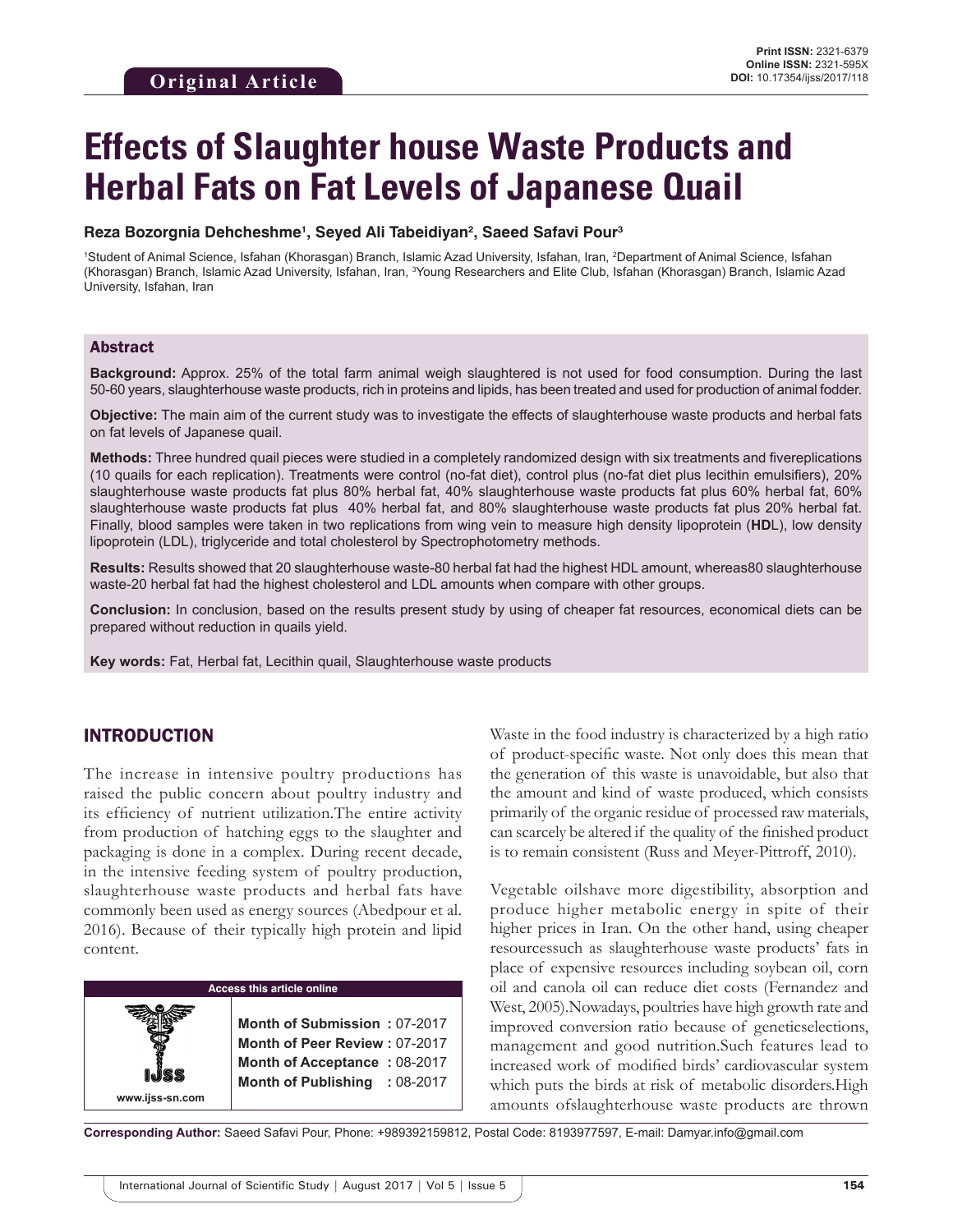Original Article

Print ISSN: 2321-6379
Online ISSN: 2321-595X
DOI: 10.17354/ijss/2017/118

# Effects of Slaughter house Waste Products and Herbal Fats on Fat Levels of Japanese Quail

**Reza Bozorgnia Dehcheshme[1], Seyed Ali Tabeidiyan[2], Saeed Safavi Pour[3]**

[1]Student of Animal Science, Isfahan (Khorasgan) Branch, Islamic Azad University, Isfahan, Iran, [2]Department of Animal Science, Isfahan (Khorasgan) Branch, Islamic Azad University, Isfahan, Iran, [3]Young Researchers and Elite Club, Isfahan (Khorasgan) Branch, Islamic Azad University, Isfahan, Iran

## Abstract

**Background:** Approx. 25% of the total farm animal weigh slaughtered is not used for food consumption. During the last 50-60 years, slaughterhouse waste products, rich in proteins and lipids, has been treated and used for production of animal fodder.

**Objective:** The main aim of the current study was to investigate the effects of slaughterhouse waste products and herbal fats on fat levels of Japanese quail.

**Methods:** Three hundred quail pieces were studied in a completely randomized design with six treatments and fivereplications (10 quails for each replication). Treatments were control (no-fat diet), control plus (no-fat diet plus lecithin emulsifiers), 20% slaughterhouse waste products fat plus 80% herbal fat, 40% slaughterhouse waste products fat plus 60% herbal fat, 60% slaughterhouse waste products fat plus 40% herbal fat, and 80% slaughterhouse waste products fat plus 20% herbal fat. Finally, blood samples were taken in two replications from wing vein to measure high density lipoprotein (**HD**L), low density lipoprotein (LDL), triglyceride and total cholesterol by Spectrophotometry methods.

**Results:** Results showed that 20 slaughterhouse waste-80 herbal fat had the highest HDL amount, whereas80 slaughterhouse waste-20 herbal fat had the highest cholesterol and LDL amounts when compare with other groups.

**Conclusion:** In conclusion, based on the results present study by using of cheaper fat resources, economical diets can be prepared without reduction in quails yield.

**Key words:** Fat, Herbal fat, Lecithin quail, Slaughterhouse waste products

## INTRODUCTION

The increase in intensive poultry productions has raised the public concern about poultry industry and its efficiency of nutrient utilization.The entire activity from production of hatching eggs to the slaughter and packaging is done in a complex. During recent decade, in the intensive feeding system of poultry production, slaughterhouse waste products and herbal fats have commonly been used as energy sources (Abedpour et al. 2016). Because of their typically high protein and lipid content.

| Access this article online | |
|---|---|
| www.ijss-sn.com | **Month of Submission** : 07-2017<br>**Month of Peer Review** : 07-2017<br>**Month of Acceptance** : 08-2017<br>**Month of Publishing** : 08-2017 |

Waste in the food industry is characterized by a high ratio of product-specific waste. Not only does this mean that the generation of this waste is unavoidable, but also that the amount and kind of waste produced, which consists primarily of the organic residue of processed raw materials, can scarcely be altered if the quality of the finished product is to remain consistent (Russ and Meyer-Pittroff, 2010).

Vegetable oilshave more digestibility, absorption and produce higher metabolic energy in spite of their higher prices in Iran. On the other hand, using cheaper resourcessuch as slaughterhouse waste products' fats in place of expensive resources including soybean oil, corn oil and canola oil can reduce diet costs (Fernandez and West, 2005).Nowadays, poultries have high growth rate and improved conversion ratio because of geneticselections, management and good nutrition.Such features lead to increased work of modified birds' cardiovascular system which puts the birds at risk of metabolic disorders.High amounts ofslaughterhouse waste products are thrown

**Corresponding Author:** Saeed Safavi Pour, Phone: +989392159812, Postal Code: 8193977597, E-mail: Damyar.info@gmail.com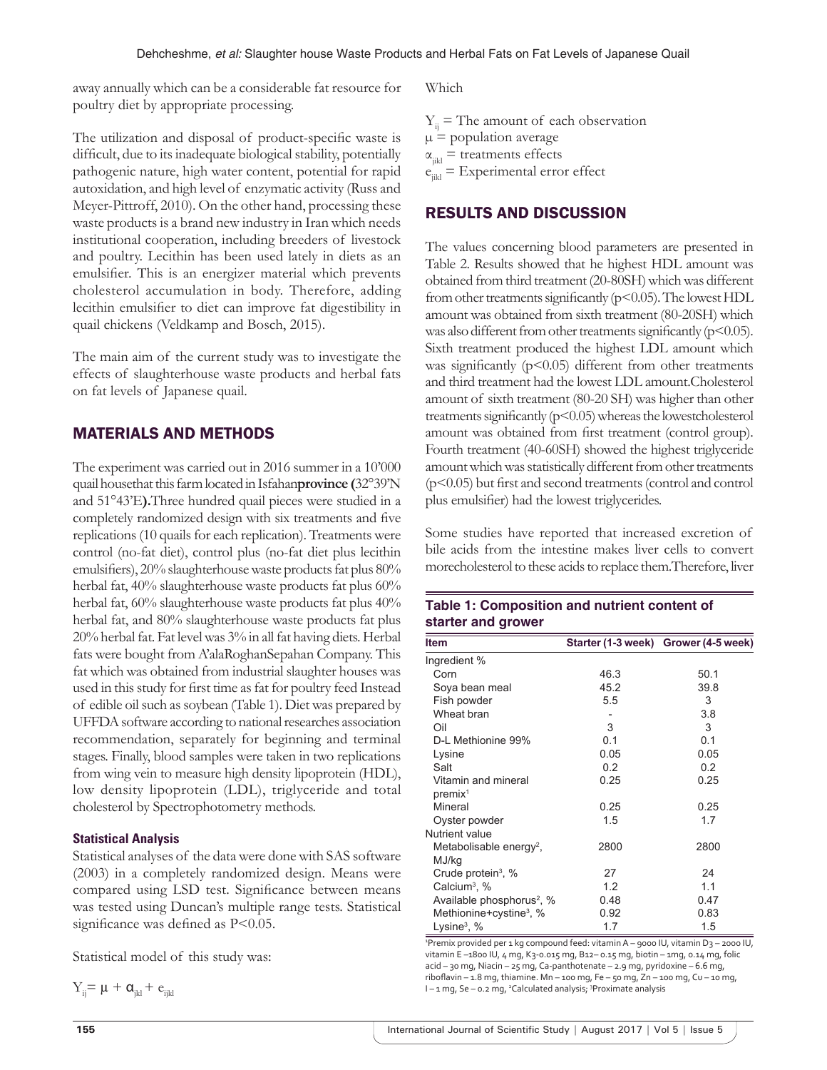away annually which can be a considerable fat resource for poultry diet by appropriate processing.

The utilization and disposal of product-specific waste is difficult, due to its inadequate biological stability, potentially pathogenic nature, high water content, potential for rapid autoxidation, and high level of enzymatic activity (Russ and Meyer-Pittroff, 2010). On the other hand, processing these waste products is a brand new industry in Iran which needs institutional cooperation, including breeders of livestock and poultry. Lecithin has been used lately in diets as an emulsifier. This is an energizer material which prevents cholesterol accumulation in body. Therefore, adding lecithin emulsifier to diet can improve fat digestibility in quail chickens (Veldkamp and Bosch, 2015).

The main aim of the current study was to investigate the effects of slaughterhouse waste products and herbal fats on fat levels of Japanese quail.

## MATERIALS AND METHODS

The experiment was carried out in 2016 summer in a 10'000 quail housethat this farm located in Isfahan**province (**32°39'N and 51°43'E**).**Three hundred quail pieces were studied in a completely randomized design with six treatments and five replications (10 quails for each replication). Treatments were control (no-fat diet), control plus (no-fat diet plus lecithin emulsifiers), 20% slaughterhouse waste products fat plus 80% herbal fat, 40% slaughterhouse waste products fat plus 60% herbal fat, 60% slaughterhouse waste products fat plus 40% herbal fat, and 80% slaughterhouse waste products fat plus 20% herbal fat. Fat level was 3% in all fat having diets. Herbal fats were bought from A'alaRoghanSepahan Company. This fat which was obtained from industrial slaughter houses was used in this study for first time as fat for poultry feed Instead of edible oil such as soybean (Table 1). Diet was prepared by UFFDA software according to national researches association recommendation, separately for beginning and terminal stages. Finally, blood samples were taken in two replications from wing vein to measure high density lipoprotein (HDL), low density lipoprotein (LDL), triglyceride and total cholesterol by Spectrophotometry methods.

### Statistical Analysis

Statistical analyses of the data were done with SAS software (2003) in a completely randomized design. Means were compared using LSD test. Significance between means was tested using Duncan's multiple range tests. Statistical significance was defined as P<0.05.

Statistical model of this study was:

$$Y_{ij} = \mu + \alpha_{jkl} + e_{ijkl}$$

Which

$Y_{ij}$ = The amount of each observation
$\mu$ = population average
$\alpha_{jikl}$ = treatments effects
$e_{jikl}$ = Experimental error effect

## RESULTS AND DISCUSSION

The values concerning blood parameters are presented in Table 2. Results showed that he highest HDL amount was obtained from third treatment (20-80SH) which was different from other treatments significantly (p<0.05). The lowest HDL amount was obtained from sixth treatment (80-20SH) which was also different from other treatments significantly (p<0.05). Sixth treatment produced the highest LDL amount which was significantly (p<0.05) different from other treatments and third treatment had the lowest LDL amount.Cholesterol amount of sixth treatment (80-20 SH) was higher than other treatments significantly (p<0.05) whereas the lowestcholesterol amount was obtained from first treatment (control group). Fourth treatment (40-60SH) showed the highest triglyceride amount which was statistically different from other treatments (p<0.05) but first and second treatments (control and control plus emulsifier) had the lowest triglycerides.

Some studies have reported that increased excretion of bile acids from the intestine makes liver cells to convert morecholesterol to these acids to replace them.Therefore, liver

**Table 1: Composition and nutrient content of starter and grower**

| Item | Starter (1-3 week) | Grower (4-5 week) |
|---|---|---|
| Ingredient % | | |
| Corn | 46.3 | 50.1 |
| Soya bean meal | 45.2 | 39.8 |
| Fish powder | 5.5 | 3 |
| Wheat bran | - | 3.8 |
| Oil | 3 | 3 |
| D-L Methionine 99% | 0.1 | 0.1 |
| Lysine | 0.05 | 0.05 |
| Salt | 0.2 | 0.2 |
| Vitamin and mineral premix[1] | 0.25 | 0.25 |
| Mineral | 0.25 | 0.25 |
| Oyster powder | 1.5 | 1.7 |
| Nutrient value | | |
| Metabolisable energy[2], MJ/kg | 2800 | 2800 |
| Crude protein[3], % | 27 | 24 |
| Calcium[3], % | 1.2 | 1.1 |
| Available phosphorus[2], % | 0.48 | 0.47 |
| Methionine+cystine[3], % | 0.92 | 0.83 |
| Lysine[3], % | 1.7 | 1.5 |

[1]Premix provided per 1 kg compound feed: vitamin A – 9000 IU, vitamin D3 – 2000 IU, vitamin E –1800 IU, 4 mg, K3-0.015 mg, B12– 0.15 mg, biotin – 1mg, 0.14 mg, folic acid – 30 mg, Niacin – 25 mg, Ca-panthotenate – 2.9 mg, pyridoxine – 6.6 mg, riboflavin – 1.8 mg, thiamine. Mn – 100 mg, Fe – 50 mg, Zn – 100 mg, Cu – 10 mg, I – 1 mg, Se – 0.2 mg, [2]Calculated analysis; [3]Proximate analysis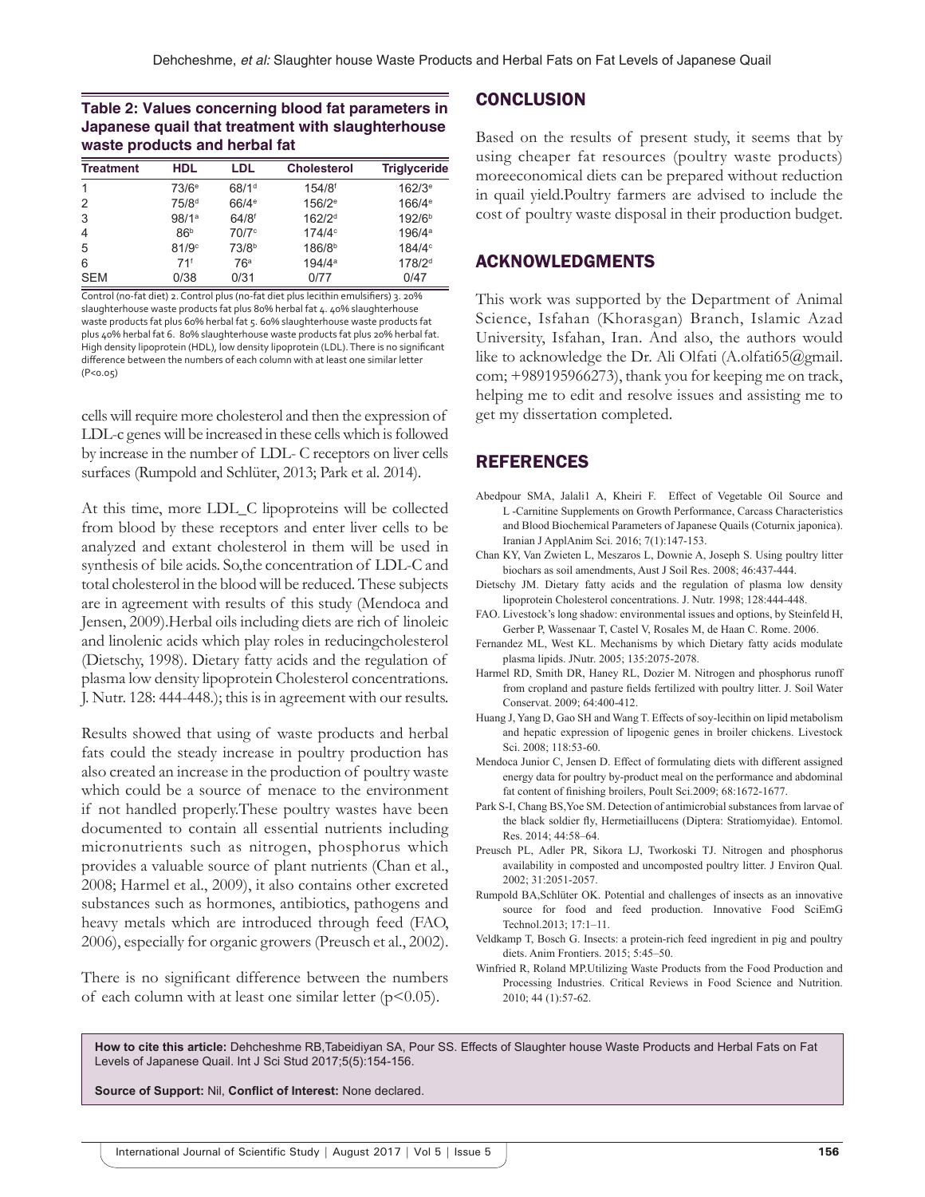**Table 2: Values concerning blood fat parameters in Japanese quail that treatment with slaughterhouse waste products and herbal fat**

| Treatment | HDL | LDL | Cholesterol | Triglyceride |
|---|---|---|---|---|
| 1 | 73/6[e] | 68/1[d] | 154/8[f] | 162/3[e] |
| 2 | 75/8[d] | 66/4[e] | 156/2[e] | 166/4[e] |
| 3 | 98/1[a] | 64/8[f] | 162/2[d] | 192/6[b] |
| 4 | 86[b] | 70/7[c] | 174/4[c] | 196/4[a] |
| 5 | 81/9[c] | 73/8[b] | 186/8[b] | 184/4[c] |
| 6 | 71[f] | 76[a] | 194/4[a] | 178/2[d] |
| SEM | 0/38 | 0/31 | 0/77 | 0/47 |

Control (no-fat diet) 2. Control plus (no-fat diet plus lecithin emulsifiers) 3. 20% slaughterhouse waste products fat plus 80% herbal fat 4. 40% slaughterhouse waste products fat plus 60% herbal fat 5. 60% slaughterhouse waste products fat plus 40% herbal fat 6. 80% slaughterhouse waste products fat plus 20% herbal fat. High density lipoprotein (HDL), low density lipoprotein (LDL). There is no significant difference between the numbers of each column with at least one similar letter ($P<0.05$)

cells will require more cholesterol and then the expression of LDL-c genes will be increased in these cells which is followed by increase in the number of LDL- C receptors on liver cells surfaces (Rumpold and Schlüter, 2013; Park et al. 2014).

At this time, more LDL_C lipoproteins will be collected from blood by these receptors and enter liver cells to be analyzed and extant cholesterol in them will be used in synthesis of bile acids. So,the concentration of LDL-C and total cholesterol in the blood will be reduced. These subjects are in agreement with results of this study (Mendoca and Jensen, 2009).Herbal oils including diets are rich of linoleic and linolenic acids which play roles in reducingcholesterol (Dietschy, 1998). Dietary fatty acids and the regulation of plasma low density lipoprotein Cholesterol concentrations. J. Nutr. 128: 444-448.); this is in agreement with our results.

Results showed that using of waste products and herbal fats could the steady increase in poultry production has also created an increase in the production of poultry waste which could be a source of menace to the environment if not handled properly.These poultry wastes have been documented to contain all essential nutrients including micronutrients such as nitrogen, phosphorus which provides a valuable source of plant nutrients (Chan et al., 2008; Harmel et al., 2009), it also contains other excreted substances such as hormones, antibiotics, pathogens and heavy metals which are introduced through feed (FAO, 2006), especially for organic growers (Preusch et al., 2002).

There is no significant difference between the numbers of each column with at least one similar letter ($p<0.05$).

## CONCLUSION

Based on the results of present study, it seems that by using cheaper fat resources (poultry waste products) moreeconomical diets can be prepared without reduction in quail yield.Poultry farmers are advised to include the cost of poultry waste disposal in their production budget.

## ACKNOWLEDGMENTS

This work was supported by the Department of Animal Science, Isfahan (Khorasgan) Branch, Islamic Azad University, Isfahan, Iran. And also, the authors would like to acknowledge the Dr. Ali Olfati (A.olfati65@gmail.com; +989195966273), thank you for keeping me on track, helping me to edit and resolve issues and assisting me to get my dissertation completed.

## REFERENCES

- Abedpour SMA, Jalali1 A, Kheiri F. Effect of Vegetable Oil Source and L -Carnitine Supplements on Growth Performance, Carcass Characteristics and Blood Biochemical Parameters of Japanese Quails (Coturnix japonica). Iranian J ApplAnim Sci. 2016; 7(1):147-153.
- Chan KY, Van Zwieten L, Meszaros L, Downie A, Joseph S. Using poultry litter biochars as soil amendments, Aust J Soil Res. 2008; 46:437-444.
- Dietschy JM. Dietary fatty acids and the regulation of plasma low density lipoprotein Cholesterol concentrations. J. Nutr. 1998; 128:444-448.
- FAO. Livestock's long shadow: environmental issues and options, by Steinfeld H, Gerber P, Wassenaar T, Castel V, Rosales M, de Haan C. Rome. 2006.
- Fernandez ML, West KL. Mechanisms by which Dietary fatty acids modulate plasma lipids. JNutr. 2005; 135:2075-2078.
- Harmel RD, Smith DR, Haney RL, Dozier M. Nitrogen and phosphorus runoff from cropland and pasture fields fertilized with poultry litter. J. Soil Water Conservat. 2009; 64:400-412.
- Huang J, Yang D, Gao SH and Wang T. Effects of soy-lecithin on lipid metabolism and hepatic expression of lipogenic genes in broiler chickens. Livestock Sci. 2008; 118:53-60.
- Mendoca Junior C, Jensen D. Effect of formulating diets with different assigned energy data for poultry by-product meal on the performance and abdominal fat content of finishing broilers, Poult Sci.2009; 68:1672-1677.
- Park S-I, Chang BS,Yoe SM. Detection of antimicrobial substances from larvae of the black soldier fly, Hermetiaillucens (Diptera: Stratiomyidae). Entomol. Res. 2014; 44:58–64.
- Preusch PL, Adler PR, Sikora LJ, Tworkoski TJ. Nitrogen and phosphorus availability in composted and uncomposted poultry litter. J Environ Qual. 2002; 31:2051-2057.
- Rumpold BA,Schlüter OK. Potential and challenges of insects as an innovative source for food and feed production. Innovative Food SciEmG Technol.2013; 17:1–11.
- Veldkamp T, Bosch G. Insects: a protein-rich feed ingredient in pig and poultry diets. Anim Frontiers. 2015; 5:45–50.
- Winfried R, Roland MP.Utilizing Waste Products from the Food Production and Processing Industries. Critical Reviews in Food Science and Nutrition. 2010; 44 (1):57-62.

**How to cite this article:** Dehcheshme RB,Tabeidiyan SA, Pour SS. Effects of Slaughter house Waste Products and Herbal Fats on Fat Levels of Japanese Quail. Int J Sci Stud 2017;5(5):154-156.

**Source of Support:** Nil, **Conflict of Interest:** None declared.